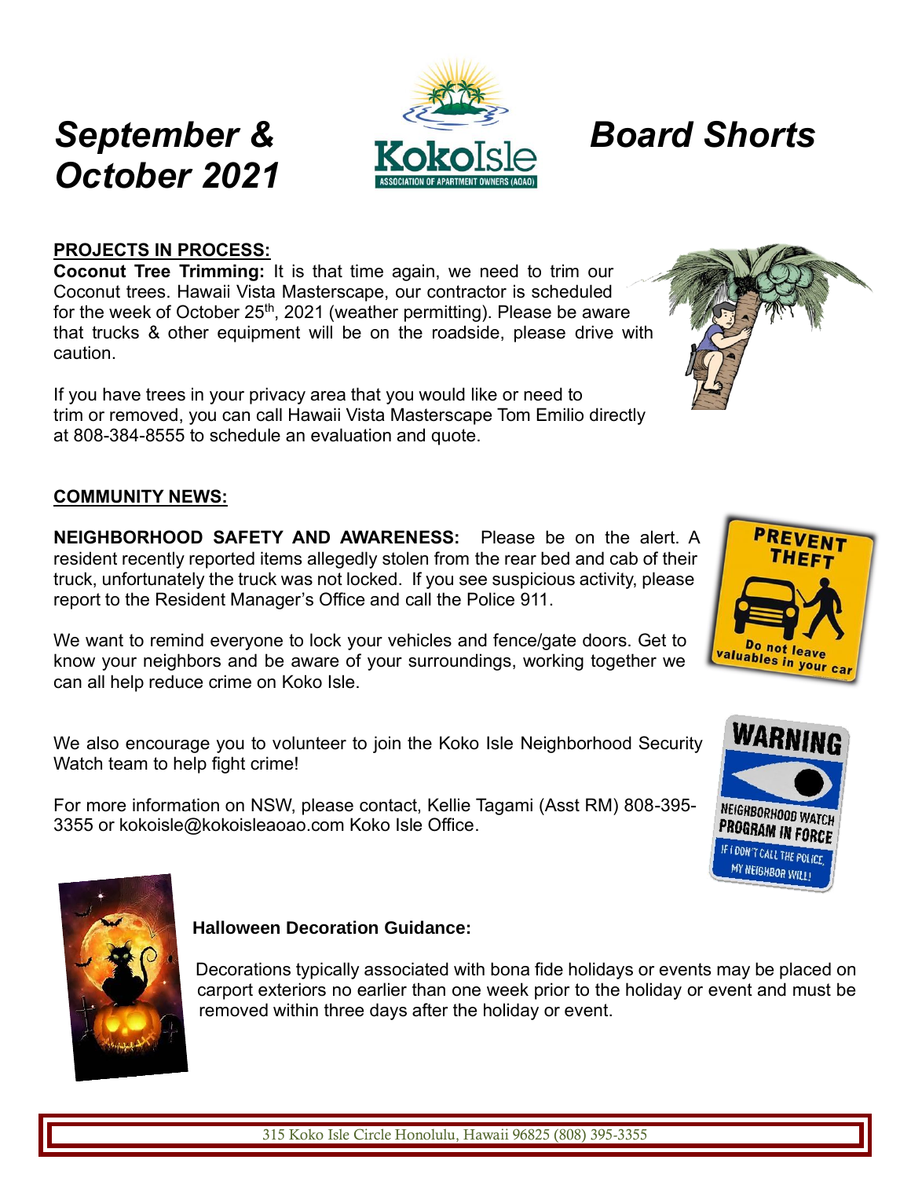# *September & October 2021* — *Board Shorts*

## PROJECTS IN PROCESS:

**Coconut Tree Trimming:** It is that time again, we need to trim our Coconut trees. Hawaii Vista Masterscape, our contractor is scheduled for the week of October 25th, 2021 (weather permitting). Please be aware that trucks & other equipment will be on the roadside, please drive with caution.

If you have trees in your privacy area that you would like or need to trim or removed, you can call Hawaii Vista Masterscape Tom Emilio directly at 808-384-8555 to schedule an evaluation and quote.

## COMMUNITY NEWS:

**NEIGHBORHOOD SAFETY AND AWARENESS:** Please be on the alert. A resident recently reported items allegedly stolen from the rear bed and cab of their truck, unfortunately the truck was not locked. If you see suspicious activity, please report to the Resident Manager's Office and call the Police 911.

We want to remind everyone to lock your vehicles and fence/gate doors. Get to know your neighbors and be aware of your surroundings, working together we can all help reduce crime on Koko Isle.

We also encourage you to volunteer to join the Koko Isle Neighborhood Security Watch team to help fight crime!

For more information on NSW, please contact, Kellie Tagami (Asst RM) 808-395-3355 or kokoisle@kokoisleaoao.com Koko Isle Office.

**Halloween Decoration Guidance:**

Decorations typically associated with bona fide holidays or events may be placed on carport exteriors no earlier than one week prior to the holiday or event and must be removed within three days after the holiday or event.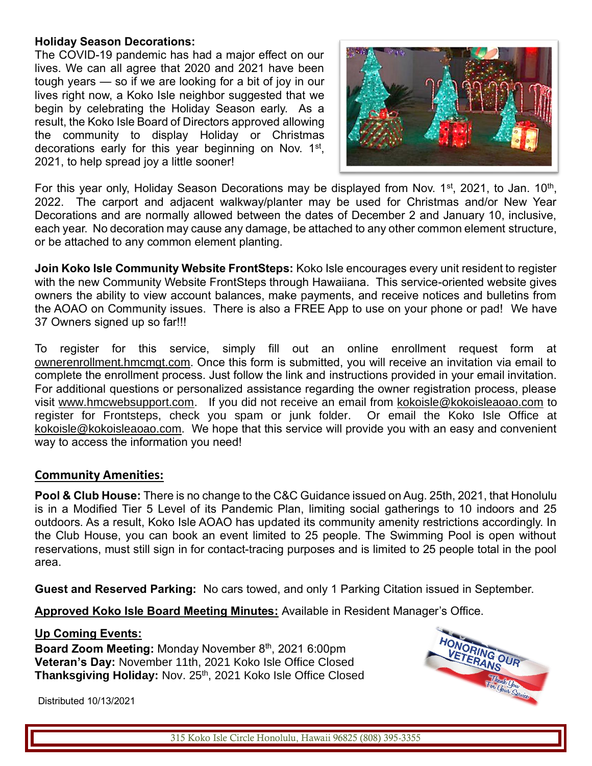**Holiday Season Decorations:**
The COVID-19 pandemic has had a major effect on our lives. We can all agree that 2020 and 2021 have been tough years — so if we are looking for a bit of joy in our lives right now, a Koko Isle neighbor suggested that we begin by celebrating the Holiday Season early. As a result, the Koko Isle Board of Directors approved allowing the community to display Holiday or Christmas decorations early for this year beginning on Nov. 1st, 2021, to help spread joy a little sooner!

For this year only, Holiday Season Decorations may be displayed from Nov. 1st, 2021, to Jan. 10th, 2022. The carport and adjacent walkway/planter may be used for Christmas and/or New Year Decorations and are normally allowed between the dates of December 2 and January 10, inclusive, each year. No decoration may cause any damage, be attached to any other common element structure, or be attached to any common element planting.

**Join Koko Isle Community Website FrontSteps:** Koko Isle encourages every unit resident to register with the new Community Website FrontSteps through Hawaiiana. This service-oriented website gives owners the ability to view account balances, make payments, and receive notices and bulletins from the AOAO on Community issues. There is also a FREE App to use on your phone or pad! We have 37 Owners signed up so far!!!

To register for this service, simply fill out an online enrollment request form at ownerenrollment.hmcmgt.com. Once this form is submitted, you will receive an invitation via email to complete the enrollment process. Just follow the link and instructions provided in your email invitation. For additional questions or personalized assistance regarding the owner registration process, please visit www.hmcwebsupport.com. If you did not receive an email from kokoisle@kokoisleaoao.com to register for Frontsteps, check you spam or junk folder. Or email the Koko Isle Office at kokoisle@kokoisleaoao.com. We hope that this service will provide you with an easy and convenient way to access the information you need!

## Community Amenities:

**Pool & Club House:** There is no change to the C&C Guidance issued on Aug. 25th, 2021, that Honolulu is in a Modified Tier 5 Level of its Pandemic Plan, limiting social gatherings to 10 indoors and 25 outdoors. As a result, Koko Isle AOAO has updated its community amenity restrictions accordingly. In the Club House, you can book an event limited to 25 people. The Swimming Pool is open without reservations, must still sign in for contact-tracing purposes and is limited to 25 people total in the pool area.

**Guest and Reserved Parking:** No cars towed, and only 1 Parking Citation issued in September.

**Approved Koko Isle Board Meeting Minutes:** Available in Resident Manager's Office.

**Up Coming Events:**
**Board Zoom Meeting:** Monday November 8th, 2021 6:00pm
**Veteran's Day:** November 11th, 2021 Koko Isle Office Closed
**Thanksgiving Holiday:** Nov. 25th, 2021 Koko Isle Office Closed

Distributed 10/13/2021

315 Koko Isle Circle Honolulu, Hawaii 96825 (808) 395-3355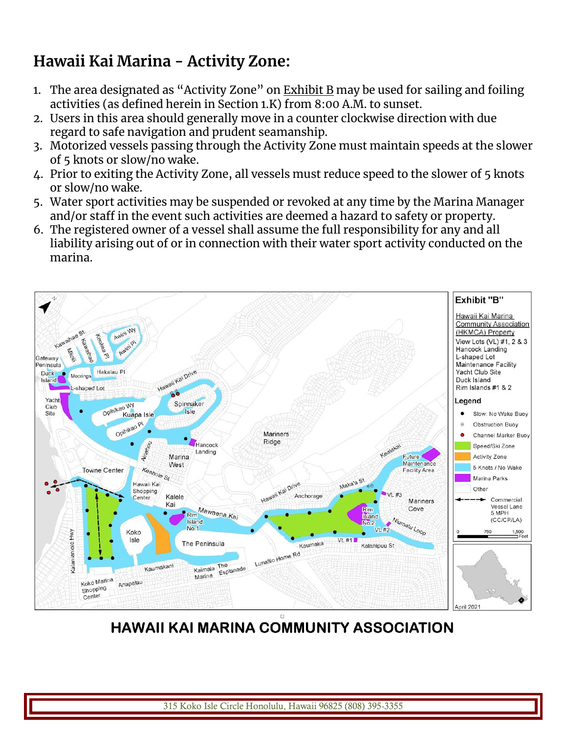# Hawaii Kai Marina - Activity Zone:

1. The area designated as "Activity Zone" on Exhibit B may be used for sailing and foiling activities (as defined herein in Section 1.K) from 8:00 A.M. to sunset.
2. Users in this area should generally move in a counter clockwise direction with due regard to safe navigation and prudent seamanship.
3. Motorized vessels passing through the Activity Zone must maintain speeds at the slower of 5 knots or slow/no wake.
4. Prior to exiting the Activity Zone, all vessels must reduce speed to the slower of 5 knots or slow/no wake.
5. Water sport activities may be suspended or revoked at any time by the Marina Manager and/or staff in the event such activities are deemed a hazard to safety or property.
6. The registered owner of a vessel shall assume the full responsibility for any and all liability arising out of or in connection with their water sport activity conducted on the marina.

**Exhibit "B"**

Hawaii Kai Marina Community Association (HKMCA) Property

View Lots (VL) #1, 2 & 3
Hancock Landing
L-shaped Lot
Maintenance Facility
Yacht Club Site
Duck Island
Rim Islands #1 & 2

**Legend**

- Slow: No Wake Buoy
- Obstruction Buoy
- Channel Marker Buoy
- Speed/Ski Zone
- Activity Zone
- 5 Knots / No Wake
- Marina Parks
- Other
- Commercial Vessel Lane 5 MPH (CC/CP/LA)

April 2021

**HAWAII KAI MARINA COMMUNITY ASSOCIATION**

315 Koko Isle Circle Honolulu, Hawaii 96825 (808) 395-3355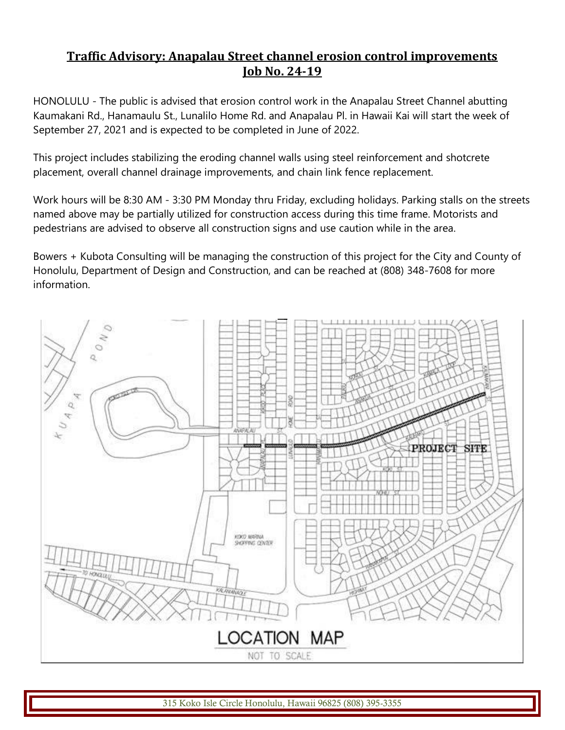# **Traffic Advisory: Anapalau Street channel erosion control improvements**
# **Job No. 24-19**

HONOLULU - The public is advised that erosion control work in the Anapalau Street Channel abutting Kaumakani Rd., Hanamaulu St., Lunalilo Home Rd. and Anapalau Pl. in Hawaii Kai will start the week of September 27, 2021 and is expected to be completed in June of 2022.

This project includes stabilizing the eroding channel walls using steel reinforcement and shotcrete placement, overall channel drainage improvements, and chain link fence replacement.

Work hours will be 8:30 AM - 3:30 PM Monday thru Friday, excluding holidays. Parking stalls on the streets named above may be partially utilized for construction access during this time frame. Motorists and pedestrians are advised to observe all construction signs and use caution while in the area.

Bowers + Kubota Consulting will be managing the construction of this project for the City and County of Honolulu, Department of Design and Construction, and can be reached at (808) 348-7608 for more information.

PROJECT SITE

LOCATION MAP

NOT TO SCALE